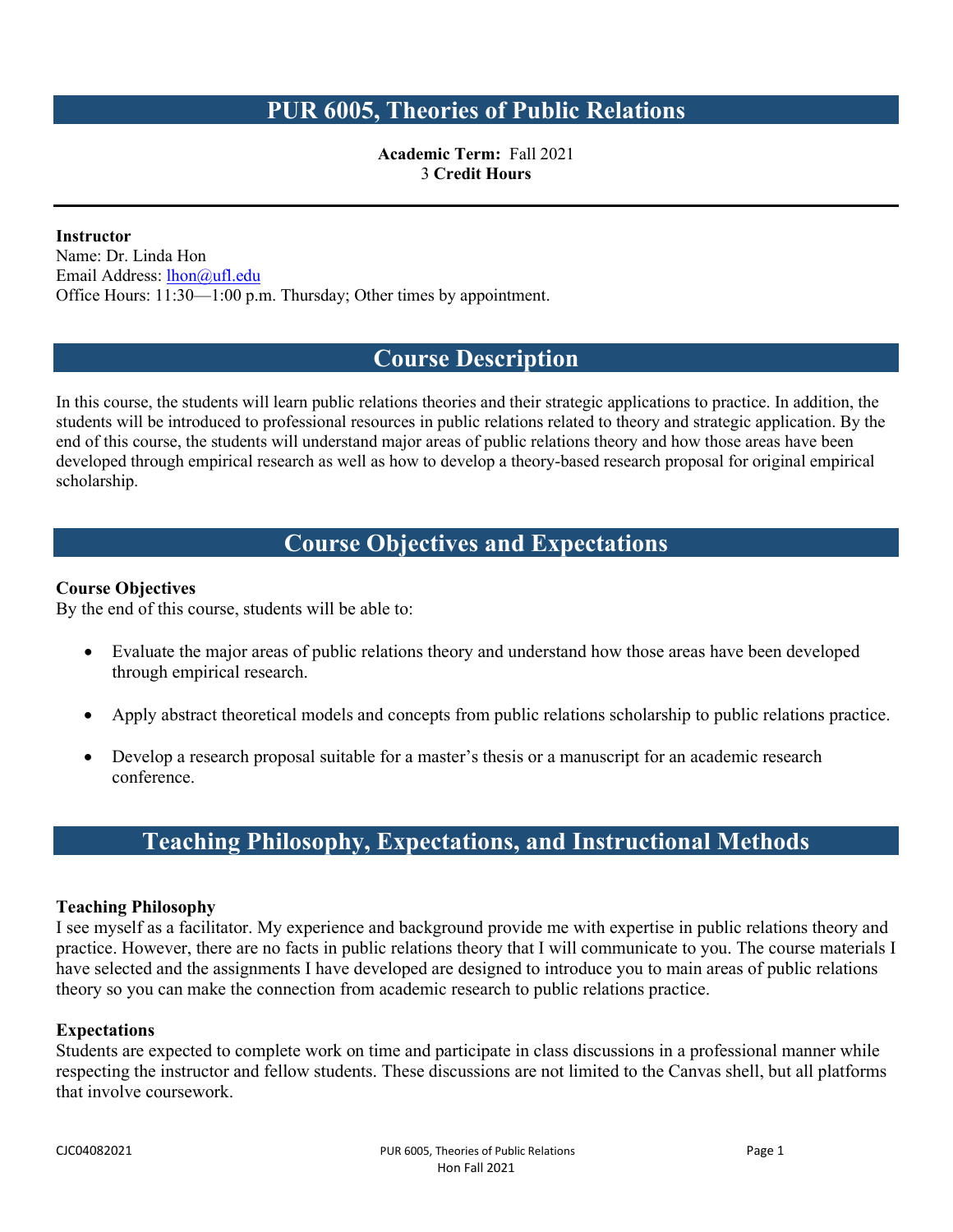# PUR 6005, Theories of Public Relations

**Academic Term:** Fall 2021
3 **Credit Hours**

---

**Instructor**
Name: Dr. Linda Hon
Email Address: lhon@ufl.edu
Office Hours: 11:30—1:00 p.m. Thursday; Other times by appointment.

## Course Description

In this course, the students will learn public relations theories and their strategic applications to practice. In addition, the students will be introduced to professional resources in public relations related to theory and strategic application. By the end of this course, the students will understand major areas of public relations theory and how those areas have been developed through empirical research as well as how to develop a theory-based research proposal for original empirical scholarship.

## Course Objectives and Expectations

**Course Objectives**
By the end of this course, students will be able to:

- Evaluate the major areas of public relations theory and understand how those areas have been developed through empirical research.
- Apply abstract theoretical models and concepts from public relations scholarship to public relations practice.
- Develop a research proposal suitable for a master's thesis or a manuscript for an academic research conference.

## Teaching Philosophy, Expectations, and Instructional Methods

**Teaching Philosophy**
I see myself as a facilitator. My experience and background provide me with expertise in public relations theory and practice. However, there are no facts in public relations theory that I will communicate to you. The course materials I have selected and the assignments I have developed are designed to introduce you to main areas of public relations theory so you can make the connection from academic research to public relations practice.

**Expectations**
Students are expected to complete work on time and participate in class discussions in a professional manner while respecting the instructor and fellow students. These discussions are not limited to the Canvas shell, but all platforms that involve coursework.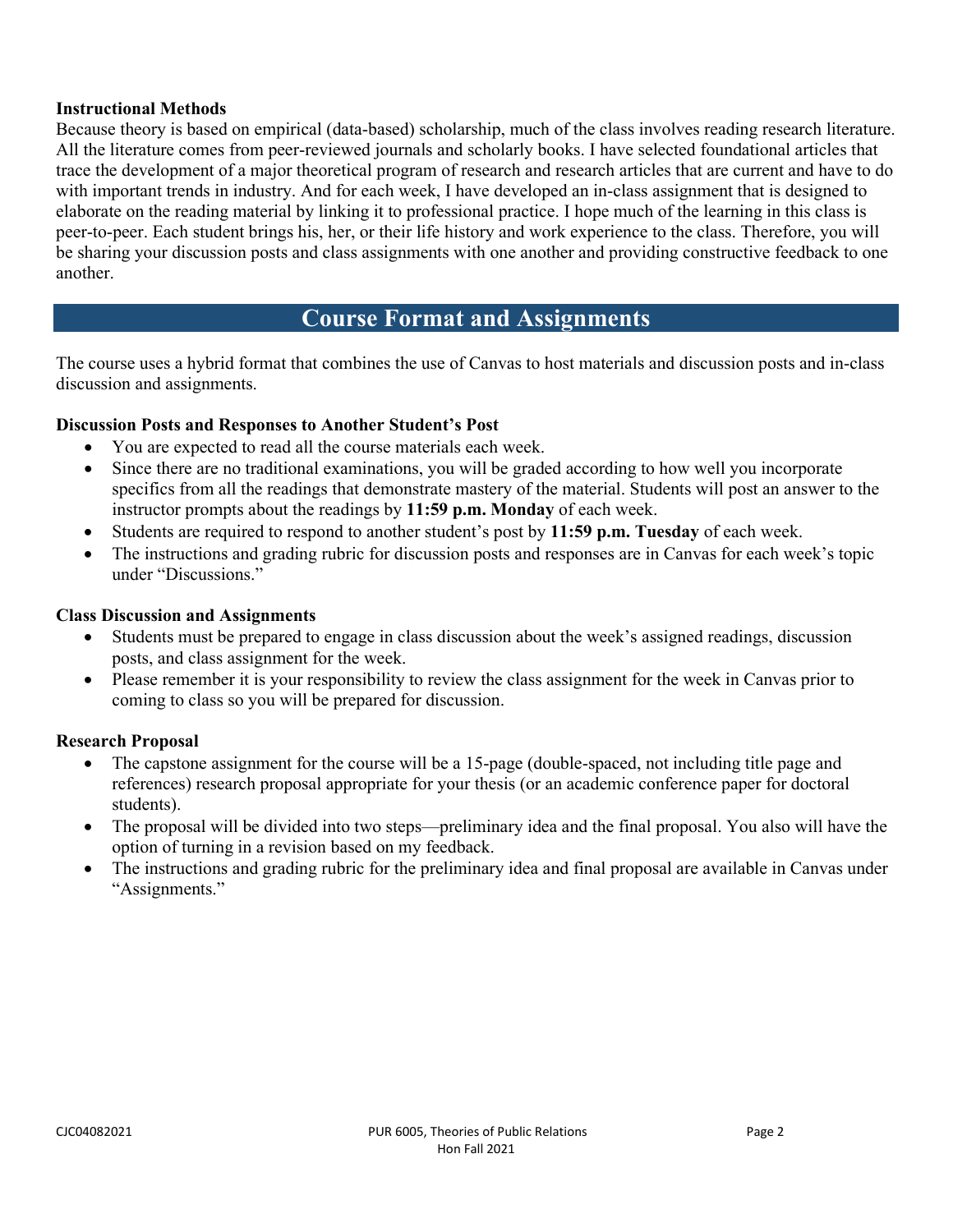**Instructional Methods**

Because theory is based on empirical (data-based) scholarship, much of the class involves reading research literature. All the literature comes from peer-reviewed journals and scholarly books. I have selected foundational articles that trace the development of a major theoretical program of research and research articles that are current and have to do with important trends in industry. And for each week, I have developed an in-class assignment that is designed to elaborate on the reading material by linking it to professional practice. I hope much of the learning in this class is peer-to-peer. Each student brings his, her, or their life history and work experience to the class. Therefore, you will be sharing your discussion posts and class assignments with one another and providing constructive feedback to one another.

## Course Format and Assignments

The course uses a hybrid format that combines the use of Canvas to host materials and discussion posts and in-class discussion and assignments.

**Discussion Posts and Responses to Another Student's Post**

- You are expected to read all the course materials each week.
- Since there are no traditional examinations, you will be graded according to how well you incorporate specifics from all the readings that demonstrate mastery of the material. Students will post an answer to the instructor prompts about the readings by **11:59 p.m. Monday** of each week.
- Students are required to respond to another student's post by **11:59 p.m. Tuesday** of each week.
- The instructions and grading rubric for discussion posts and responses are in Canvas for each week's topic under "Discussions."

**Class Discussion and Assignments**

- Students must be prepared to engage in class discussion about the week's assigned readings, discussion posts, and class assignment for the week.
- Please remember it is your responsibility to review the class assignment for the week in Canvas prior to coming to class so you will be prepared for discussion.

**Research Proposal**

- The capstone assignment for the course will be a 15-page (double-spaced, not including title page and references) research proposal appropriate for your thesis (or an academic conference paper for doctoral students).
- The proposal will be divided into two steps—preliminary idea and the final proposal. You also will have the option of turning in a revision based on my feedback.
- The instructions and grading rubric for the preliminary idea and final proposal are available in Canvas under "Assignments."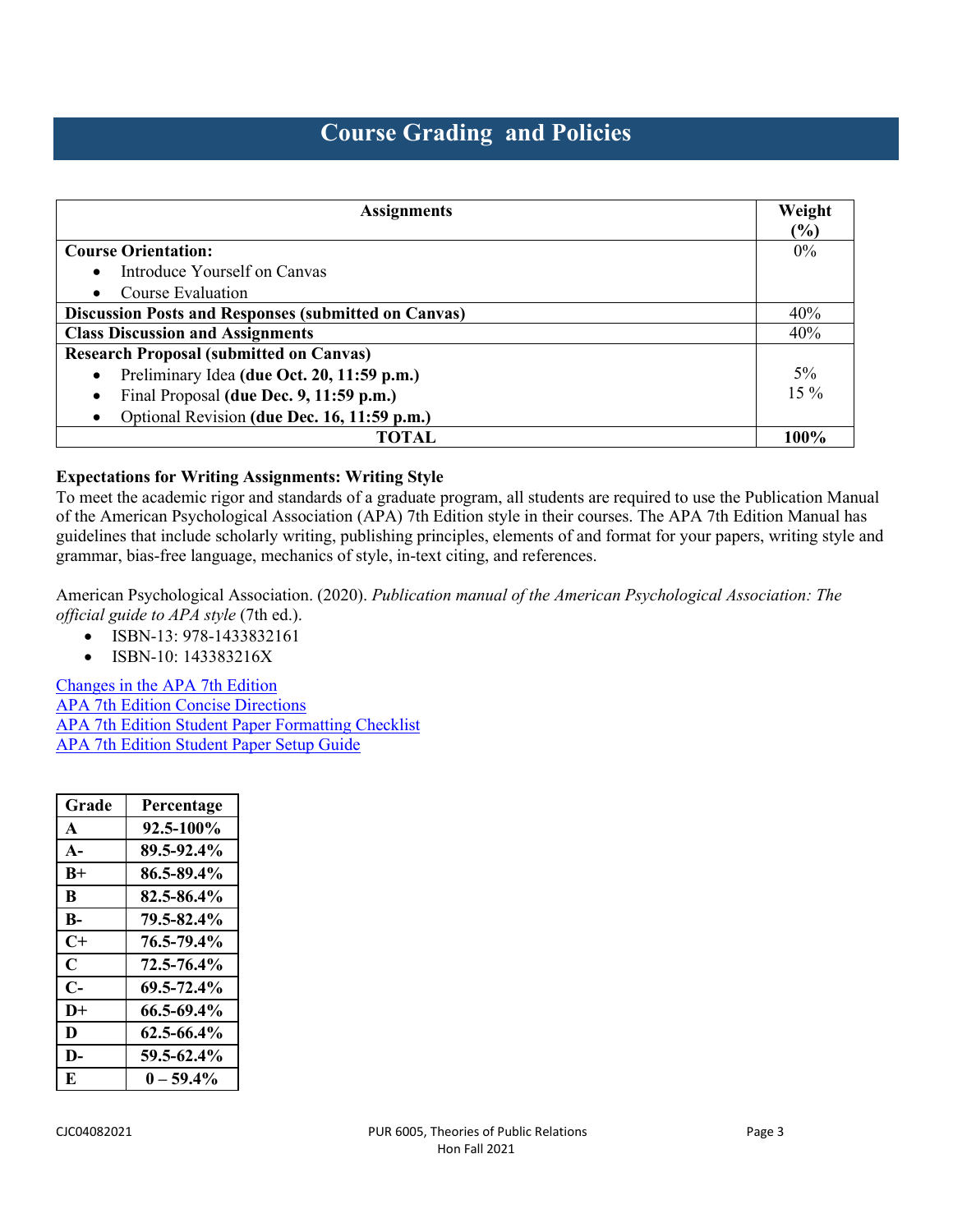# Course Grading and Policies

| Assignments | Weight (%) |
| --- | --- |
| **Course Orientation:**<br>• Introduce Yourself on Canvas<br>• Course Evaluation | 0% |
| **Discussion Posts and Responses (submitted on Canvas)** | 40% |
| **Class Discussion and Assignments** | 40% |
| **Research Proposal (submitted on Canvas)**<br>• Preliminary Idea **(due Oct. 20, 11:59 p.m.)**<br>• Final Proposal **(due Dec. 9, 11:59 p.m.)**<br>• Optional Revision **(due Dec. 16, 11:59 p.m.)** | <br>5%<br>15 % |
| **TOTAL** | **100%** |

**Expectations for Writing Assignments: Writing Style**

To meet the academic rigor and standards of a graduate program, all students are required to use the Publication Manual of the American Psychological Association (APA) 7th Edition style in their courses. The APA 7th Edition Manual has guidelines that include scholarly writing, publishing principles, elements of and format for your papers, writing style and grammar, bias-free language, mechanics of style, in-text citing, and references.

American Psychological Association. (2020). *Publication manual of the American Psychological Association: The official guide to APA style* (7th ed.).

- ISBN-13: 978-1433832161
- ISBN-10: 143383216X

Changes in the APA 7th Edition
APA 7th Edition Concise Directions
APA 7th Edition Student Paper Formatting Checklist
APA 7th Edition Student Paper Setup Guide

| Grade | Percentage |
| --- | --- |
| **A** | **92.5-100%** |
| **A-** | **89.5-92.4%** |
| **B+** | **86.5-89.4%** |
| **B** | **82.5-86.4%** |
| **B-** | **79.5-82.4%** |
| **C+** | **76.5-79.4%** |
| **C** | **72.5-76.4%** |
| **C-** | **69.5-72.4%** |
| **D+** | **66.5-69.4%** |
| **D** | **62.5-66.4%** |
| **D-** | **59.5-62.4%** |
| **E** | **0 – 59.4%** |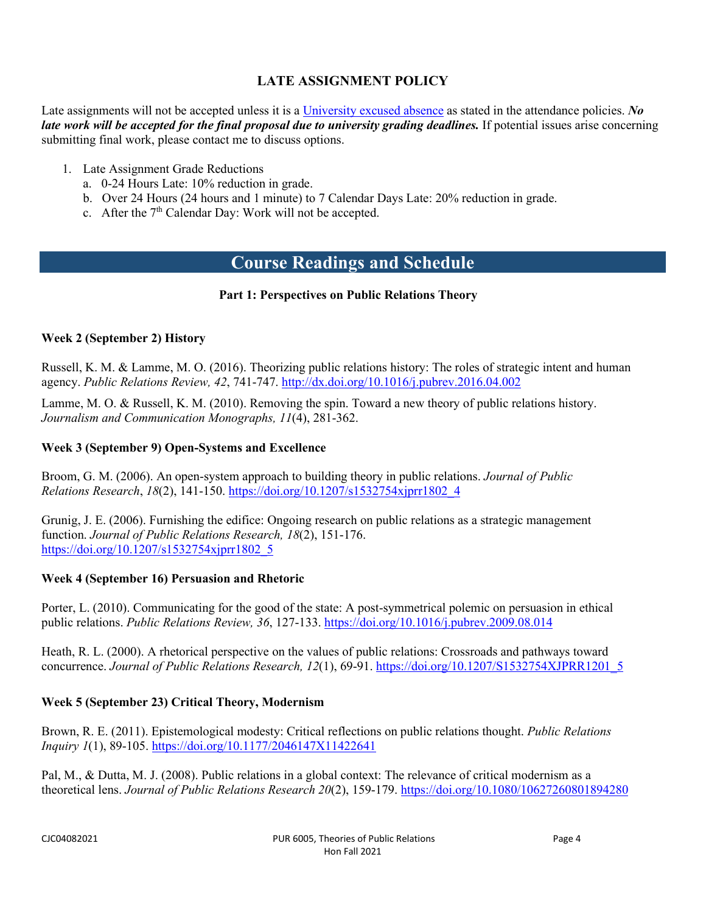## LATE ASSIGNMENT POLICY

Late assignments will not be accepted unless it is a [University excused absence] as stated in the attendance policies. ***No late work will be accepted for the final proposal due to university grading deadlines.*** If potential issues arise concerning submitting final work, please contact me to discuss options.

1. Late Assignment Grade Reductions
   a. 0-24 Hours Late: 10% reduction in grade.
   b. Over 24 Hours (24 hours and 1 minute) to 7 Calendar Days Late: 20% reduction in grade.
   c. After the 7th Calendar Day: Work will not be accepted.

# Course Readings and Schedule

### Part 1: Perspectives on Public Relations Theory

#### Week 2 (September 2) History

Russell, K. M. & Lamme, M. O. (2016). Theorizing public relations history: The roles of strategic intent and human agency. *Public Relations Review, 42*, 741-747. http://dx.doi.org/10.1016/j.pubrev.2016.04.002

Lamme, M. O. & Russell, K. M. (2010). Removing the spin. Toward a new theory of public relations history. *Journalism and Communication Monographs, 11*(4), 281-362.

#### Week 3 (September 9) Open-Systems and Excellence

Broom, G. M. (2006). An open-system approach to building theory in public relations. *Journal of Public Relations Research*, *18*(2), 141-150. https://doi.org/10.1207/s1532754xjprr1802_4

Grunig, J. E. (2006). Furnishing the edifice: Ongoing research on public relations as a strategic management function. *Journal of Public Relations Research, 18*(2), 151-176. https://doi.org/10.1207/s1532754xjprr1802_5

#### Week 4 (September 16) Persuasion and Rhetoric

Porter, L. (2010). Communicating for the good of the state: A post-symmetrical polemic on persuasion in ethical public relations. *Public Relations Review, 36*, 127-133. https://doi.org/10.1016/j.pubrev.2009.08.014

Heath, R. L. (2000). A rhetorical perspective on the values of public relations: Crossroads and pathways toward concurrence. *Journal of Public Relations Research, 12*(1), 69-91. https://doi.org/10.1207/S1532754XJPRR1201_5

#### Week 5 (September 23) Critical Theory, Modernism

Brown, R. E. (2011). Epistemological modesty: Critical reflections on public relations thought. *Public Relations Inquiry 1*(1), 89-105. https://doi.org/10.1177/2046147X11422641

Pal, M., & Dutta, M. J. (2008). Public relations in a global context: The relevance of critical modernism as a theoretical lens. *Journal of Public Relations Research 20*(2), 159-179. https://doi.org/10.1080/10627260801894280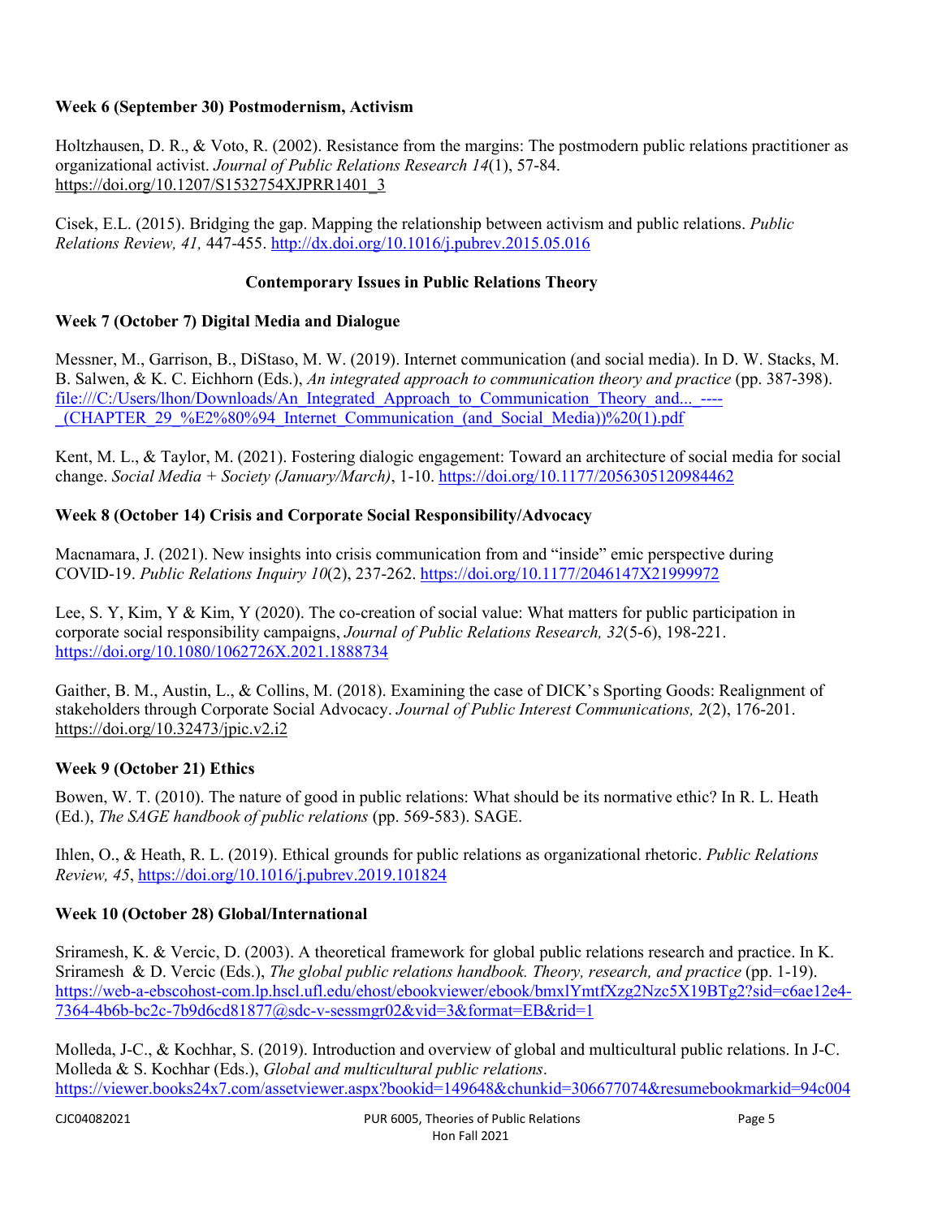**Week 6 (September 30) Postmodernism, Activism**

Holtzhausen, D. R., & Voto, R. (2002). Resistance from the margins: The postmodern public relations practitioner as organizational activist. *Journal of Public Relations Research 14*(1), 57-84. https://doi.org/10.1207/S1532754XJPRR1401_3

Cisek, E.L. (2015). Bridging the gap. Mapping the relationship between activism and public relations. *Public Relations Review, 41,* 447-455. http://dx.doi.org/10.1016/j.pubrev.2015.05.016

## Contemporary Issues in Public Relations Theory

**Week 7 (October 7) Digital Media and Dialogue**

Messner, M., Garrison, B., DiStaso, M. W. (2019). Internet communication (and social media). In D. W. Stacks, M. B. Salwen, & K. C. Eichhorn (Eds.), *An integrated approach to communication theory and practice* (pp. 387-398). file:///C:/Users/lhon/Downloads/An_Integrated_Approach_to_Communication_Theory_and..._----_(CHAPTER_29_%E2%80%94_Internet_Communication_(and_Social_Media))%20(1).pdf

Kent, M. L., & Taylor, M. (2021). Fostering dialogic engagement: Toward an architecture of social media for social change. *Social Media + Society (January/March)*, 1-10. https://doi.org/10.1177/2056305120984462

**Week 8 (October 14) Crisis and Corporate Social Responsibility/Advocacy**

Macnamara, J. (2021). New insights into crisis communication from and "inside" emic perspective during COVID-19. *Public Relations Inquiry 10*(2), 237-262. https://doi.org/10.1177/2046147X21999972

Lee, S. Y, Kim, Y & Kim, Y (2020). The co-creation of social value: What matters for public participation in corporate social responsibility campaigns, *Journal of Public Relations Research, 32*(5-6), 198-221. https://doi.org/10.1080/1062726X.2021.1888734

Gaither, B. M., Austin, L., & Collins, M. (2018). Examining the case of DICK's Sporting Goods: Realignment of stakeholders through Corporate Social Advocacy. *Journal of Public Interest Communications, 2*(2), 176-201. https://doi.org/10.32473/jpic.v2.i2

**Week 9 (October 21) Ethics**

Bowen, W. T. (2010). The nature of good in public relations: What should be its normative ethic? In R. L. Heath (Ed.), *The SAGE handbook of public relations* (pp. 569-583). SAGE.

Ihlen, O., & Heath, R. L. (2019). Ethical grounds for public relations as organizational rhetoric. *Public Relations Review, 45*, https://doi.org/10.1016/j.pubrev.2019.101824

**Week 10 (October 28) Global/International**

Sriramesh, K. & Vercic, D. (2003). A theoretical framework for global public relations research and practice. In K. Sriramesh & D. Vercic (Eds.), *The global public relations handbook. Theory, research, and practice* (pp. 1-19). https://web-a-ebscohost-com.lp.hscl.ufl.edu/ehost/ebookviewer/ebook/bmxlYmtfXzg2Nzc5X19BTg2?sid=c6ae12e4-7364-4b6b-bc2c-7b9d6cd81877@sdc-v-sessmgr02&vid=3&format=EB&rid=1

Molleda, J-C., & Kochhar, S. (2019). Introduction and overview of global and multicultural public relations. In J-C. Molleda & S. Kochhar (Eds.), *Global and multicultural public relations*. https://viewer.books24x7.com/assetviewer.aspx?bookid=149648&chunkid=306677074&resumebookmarkid=94c004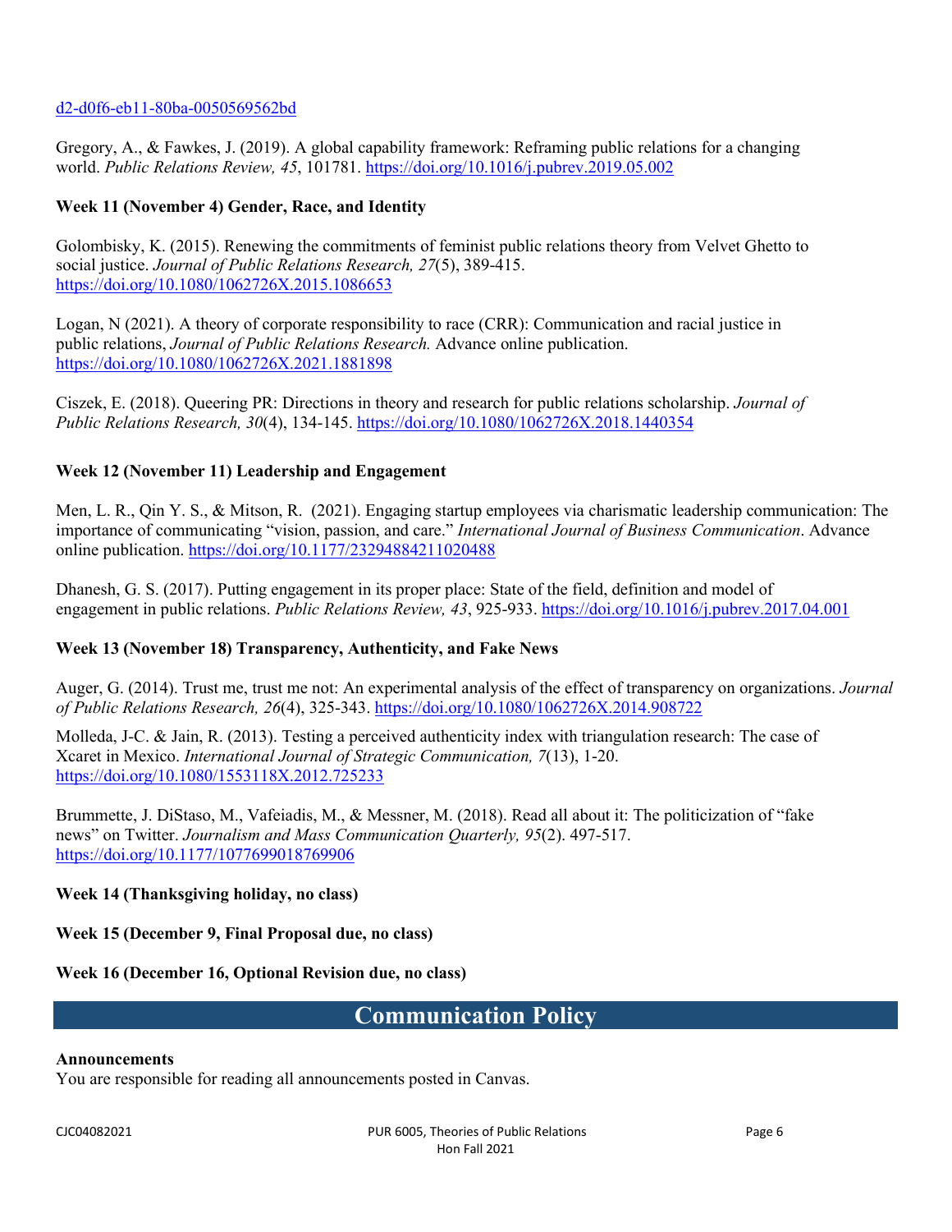d2-d0f6-eb11-80ba-0050569562bd

Gregory, A., & Fawkes, J. (2019). A global capability framework: Reframing public relations for a changing world. *Public Relations Review, 45*, 101781. https://doi.org/10.1016/j.pubrev.2019.05.002

**Week 11 (November 4) Gender, Race, and Identity**

Golombisky, K. (2015). Renewing the commitments of feminist public relations theory from Velvet Ghetto to social justice. *Journal of Public Relations Research, 27*(5), 389-415. https://doi.org/10.1080/1062726X.2015.1086653

Logan, N (2021). A theory of corporate responsibility to race (CRR): Communication and racial justice in public relations, *Journal of Public Relations Research.* Advance online publication. https://doi.org/10.1080/1062726X.2021.1881898

Ciszek, E. (2018). Queering PR: Directions in theory and research for public relations scholarship. *Journal of Public Relations Research, 30*(4), 134-145. https://doi.org/10.1080/1062726X.2018.1440354

**Week 12 (November 11) Leadership and Engagement**

Men, L. R., Qin Y. S., & Mitson, R. (2021). Engaging startup employees via charismatic leadership communication: The importance of communicating "vision, passion, and care." *International Journal of Business Communication*. Advance online publication. https://doi.org/10.1177/23294884211020488

Dhanesh, G. S. (2017). Putting engagement in its proper place: State of the field, definition and model of engagement in public relations. *Public Relations Review, 43*, 925-933. https://doi.org/10.1016/j.pubrev.2017.04.001

**Week 13 (November 18) Transparency, Authenticity, and Fake News**

Auger, G. (2014). Trust me, trust me not: An experimental analysis of the effect of transparency on organizations. *Journal of Public Relations Research, 26*(4), 325-343. https://doi.org/10.1080/1062726X.2014.908722

Molleda, J-C. & Jain, R. (2013). Testing a perceived authenticity index with triangulation research: The case of Xcaret in Mexico. *International Journal of Strategic Communication, 7*(13), 1-20. https://doi.org/10.1080/1553118X.2012.725233

Brummette, J. DiStaso, M., Vafeiadis, M., & Messner, M. (2018). Read all about it: The politicization of "fake news" on Twitter. *Journalism and Mass Communication Quarterly, 95*(2). 497-517. https://doi.org/10.1177/1077699018769906

**Week 14 (Thanksgiving holiday, no class)**

**Week 15 (December 9, Final Proposal due, no class)**

**Week 16 (December 16, Optional Revision due, no class)**

## Communication Policy

**Announcements**

You are responsible for reading all announcements posted in Canvas.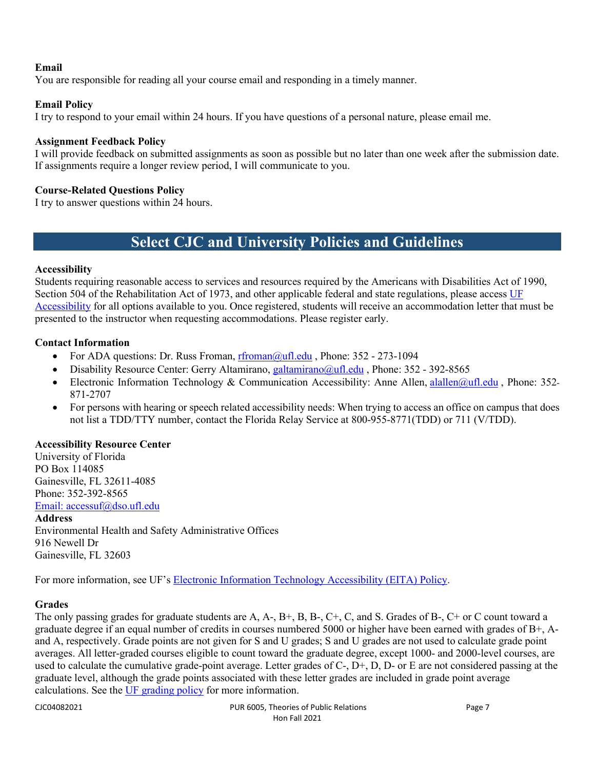**Email**
You are responsible for reading all your course email and responding in a timely manner.

**Email Policy**
I try to respond to your email within 24 hours. If you have questions of a personal nature, please email me.

**Assignment Feedback Policy**
I will provide feedback on submitted assignments as soon as possible but no later than one week after the submission date. If assignments require a longer review period, I will communicate to you.

**Course-Related Questions Policy**
I try to answer questions within 24 hours.

## Select CJC and University Policies and Guidelines

**Accessibility**
Students requiring reasonable access to services and resources required by the Americans with Disabilities Act of 1990, Section 504 of the Rehabilitation Act of 1973, and other applicable federal and state regulations, please access UF Accessibility for all options available to you. Once registered, students will receive an accommodation letter that must be presented to the instructor when requesting accommodations. Please register early.

**Contact Information**

- For ADA questions: Dr. Russ Froman, rfroman@ufl.edu , Phone: 352 - 273-1094
- Disability Resource Center: Gerry Altamirano, galtamirano@ufl.edu , Phone: 352 - 392-8565
- Electronic Information Technology & Communication Accessibility: Anne Allen, alallen@ufl.edu , Phone: 352-871-2707
- For persons with hearing or speech related accessibility needs: When trying to access an office on campus that does not list a TDD/TTY number, contact the Florida Relay Service at 800-955-8771(TDD) or 711 (V/TDD).

**Accessibility Resource Center**
University of Florida
PO Box 114085
Gainesville, FL 32611-4085
Phone: 352-392-8565
Email: accessuf@dso.ufl.edu
**Address**
Environmental Health and Safety Administrative Offices
916 Newell Dr
Gainesville, FL 32603

For more information, see UF's Electronic Information Technology Accessibility (EITA) Policy.

**Grades**
The only passing grades for graduate students are A, A-, B+, B, B-, C+, C, and S. Grades of B-, C+ or C count toward a graduate degree if an equal number of credits in courses numbered 5000 or higher have been earned with grades of B+, A- and A, respectively. Grade points are not given for S and U grades; S and U grades are not used to calculate grade point averages. All letter-graded courses eligible to count toward the graduate degree, except 1000- and 2000-level courses, are used to calculate the cumulative grade-point average. Letter grades of C-, D+, D, D- or E are not considered passing at the graduate level, although the grade points associated with these letter grades are included in grade point average calculations. See the UF grading policy for more information.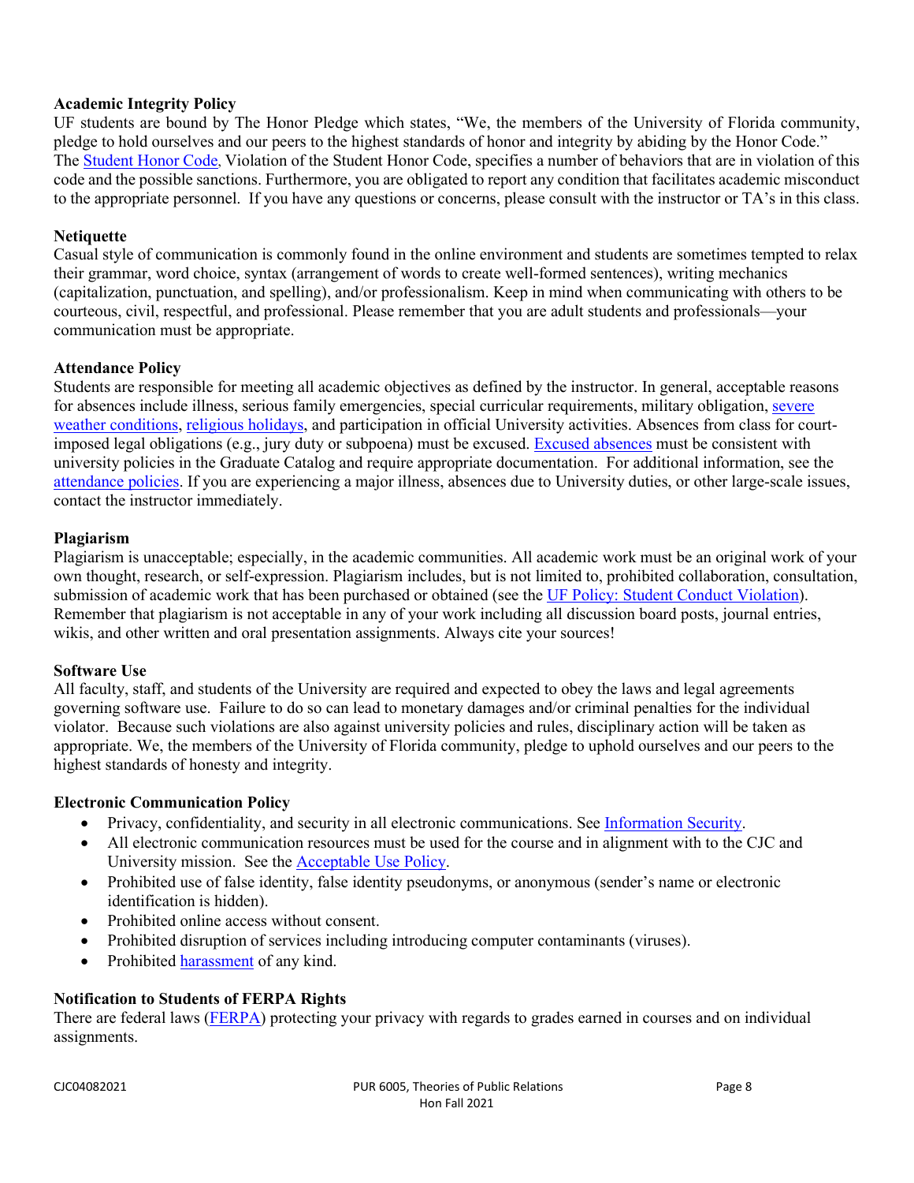**Academic Integrity Policy**

UF students are bound by The Honor Pledge which states, "We, the members of the University of Florida community, pledge to hold ourselves and our peers to the highest standards of honor and integrity by abiding by the Honor Code." The Student Honor Code, Violation of the Student Honor Code, specifies a number of behaviors that are in violation of this code and the possible sanctions. Furthermore, you are obligated to report any condition that facilitates academic misconduct to the appropriate personnel. If you have any questions or concerns, please consult with the instructor or TA's in this class.

**Netiquette**

Casual style of communication is commonly found in the online environment and students are sometimes tempted to relax their grammar, word choice, syntax (arrangement of words to create well-formed sentences), writing mechanics (capitalization, punctuation, and spelling), and/or professionalism. Keep in mind when communicating with others to be courteous, civil, respectful, and professional. Please remember that you are adult students and professionals—your communication must be appropriate.

**Attendance Policy**

Students are responsible for meeting all academic objectives as defined by the instructor. In general, acceptable reasons for absences include illness, serious family emergencies, special curricular requirements, military obligation, severe weather conditions, religious holidays, and participation in official University activities. Absences from class for court-imposed legal obligations (e.g., jury duty or subpoena) must be excused. Excused absences must be consistent with university policies in the Graduate Catalog and require appropriate documentation. For additional information, see the attendance policies. If you are experiencing a major illness, absences due to University duties, or other large-scale issues, contact the instructor immediately.

**Plagiarism**

Plagiarism is unacceptable; especially, in the academic communities. All academic work must be an original work of your own thought, research, or self-expression. Plagiarism includes, but is not limited to, prohibited collaboration, consultation, submission of academic work that has been purchased or obtained (see the UF Policy: Student Conduct Violation). Remember that plagiarism is not acceptable in any of your work including all discussion board posts, journal entries, wikis, and other written and oral presentation assignments. Always cite your sources!

**Software Use**

All faculty, staff, and students of the University are required and expected to obey the laws and legal agreements governing software use. Failure to do so can lead to monetary damages and/or criminal penalties for the individual violator. Because such violations are also against university policies and rules, disciplinary action will be taken as appropriate. We, the members of the University of Florida community, pledge to uphold ourselves and our peers to the highest standards of honesty and integrity.

**Electronic Communication Policy**

- Privacy, confidentiality, and security in all electronic communications. See Information Security.
- All electronic communication resources must be used for the course and in alignment with to the CJC and University mission. See the Acceptable Use Policy.
- Prohibited use of false identity, false identity pseudonyms, or anonymous (sender's name or electronic identification is hidden).
- Prohibited online access without consent.
- Prohibited disruption of services including introducing computer contaminants (viruses).
- Prohibited harassment of any kind.

**Notification to Students of FERPA Rights**

There are federal laws (FERPA) protecting your privacy with regards to grades earned in courses and on individual assignments.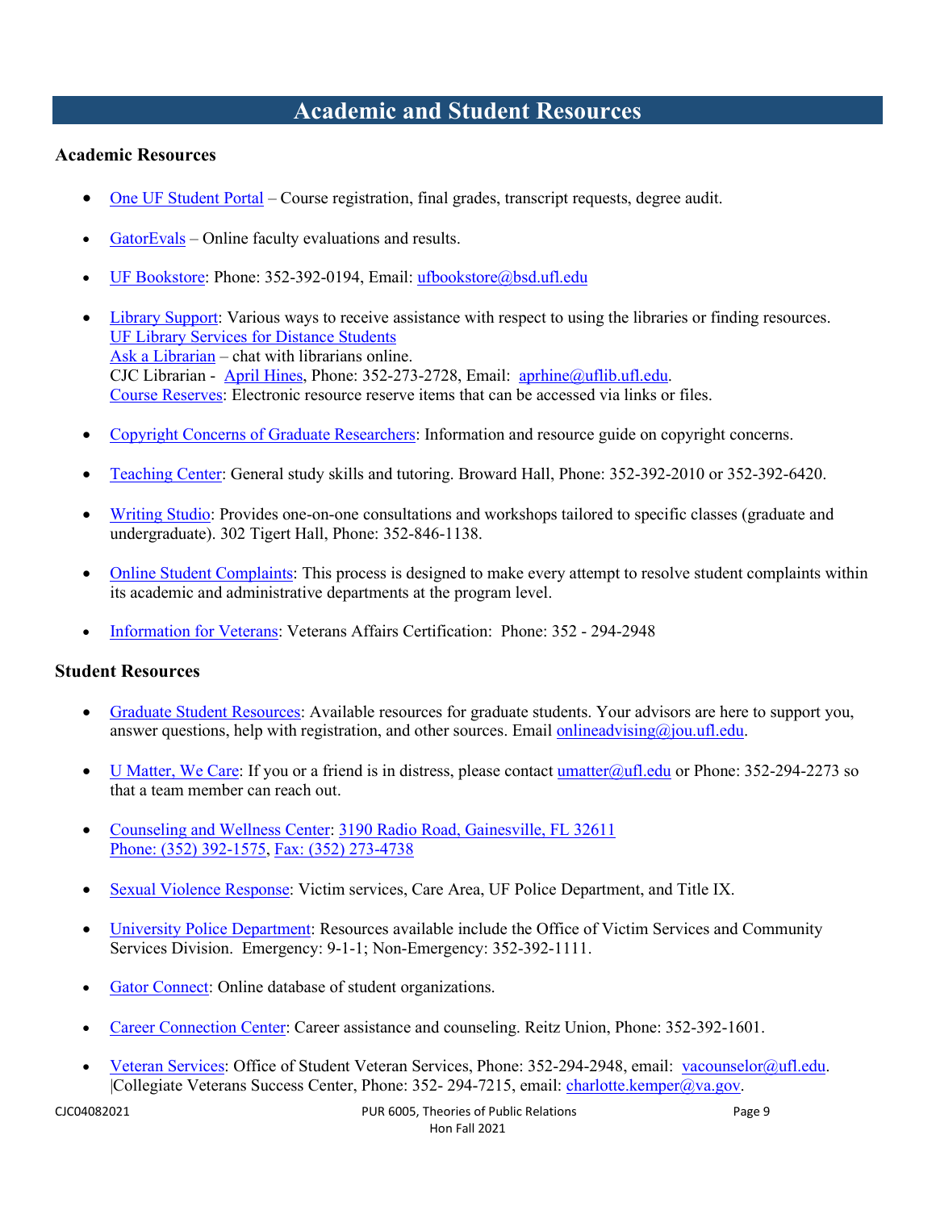# Academic and Student Resources

### Academic Resources

- One UF Student Portal – Course registration, final grades, transcript requests, degree audit.
- GatorEvals – Online faculty evaluations and results.
- UF Bookstore: Phone: 352-392-0194, Email: ufbookstore@bsd.ufl.edu
- Library Support: Various ways to receive assistance with respect to using the libraries or finding resources.
  UF Library Services for Distance Students
  Ask a Librarian – chat with librarians online.
  CJC Librarian - April Hines, Phone: 352-273-2728, Email: aprhine@uflib.ufl.edu.
  Course Reserves: Electronic resource reserve items that can be accessed via links or files.
- Copyright Concerns of Graduate Researchers: Information and resource guide on copyright concerns.
- Teaching Center: General study skills and tutoring. Broward Hall, Phone: 352-392-2010 or 352-392-6420.
- Writing Studio: Provides one-on-one consultations and workshops tailored to specific classes (graduate and undergraduate). 302 Tigert Hall, Phone: 352-846-1138.
- Online Student Complaints: This process is designed to make every attempt to resolve student complaints within its academic and administrative departments at the program level.
- Information for Veterans: Veterans Affairs Certification: Phone: 352 - 294-2948

### Student Resources

- Graduate Student Resources: Available resources for graduate students. Your advisors are here to support you, answer questions, help with registration, and other sources. Email onlineadvising@jou.ufl.edu.
- U Matter, We Care: If you or a friend is in distress, please contact umatter@ufl.edu or Phone: 352-294-2273 so that a team member can reach out.
- Counseling and Wellness Center: 3190 Radio Road, Gainesville, FL 32611
  Phone: (352) 392-1575, Fax: (352) 273-4738
- Sexual Violence Response: Victim services, Care Area, UF Police Department, and Title IX.
- University Police Department: Resources available include the Office of Victim Services and Community Services Division. Emergency: 9-1-1; Non-Emergency: 352-392-1111.
- Gator Connect: Online database of student organizations.
- Career Connection Center: Career assistance and counseling. Reitz Union, Phone: 352-392-1601.
- Veteran Services: Office of Student Veteran Services, Phone: 352-294-2948, email: vacounselor@ufl.edu. |Collegiate Veterans Success Center, Phone: 352- 294-7215, email: charlotte.kemper@va.gov.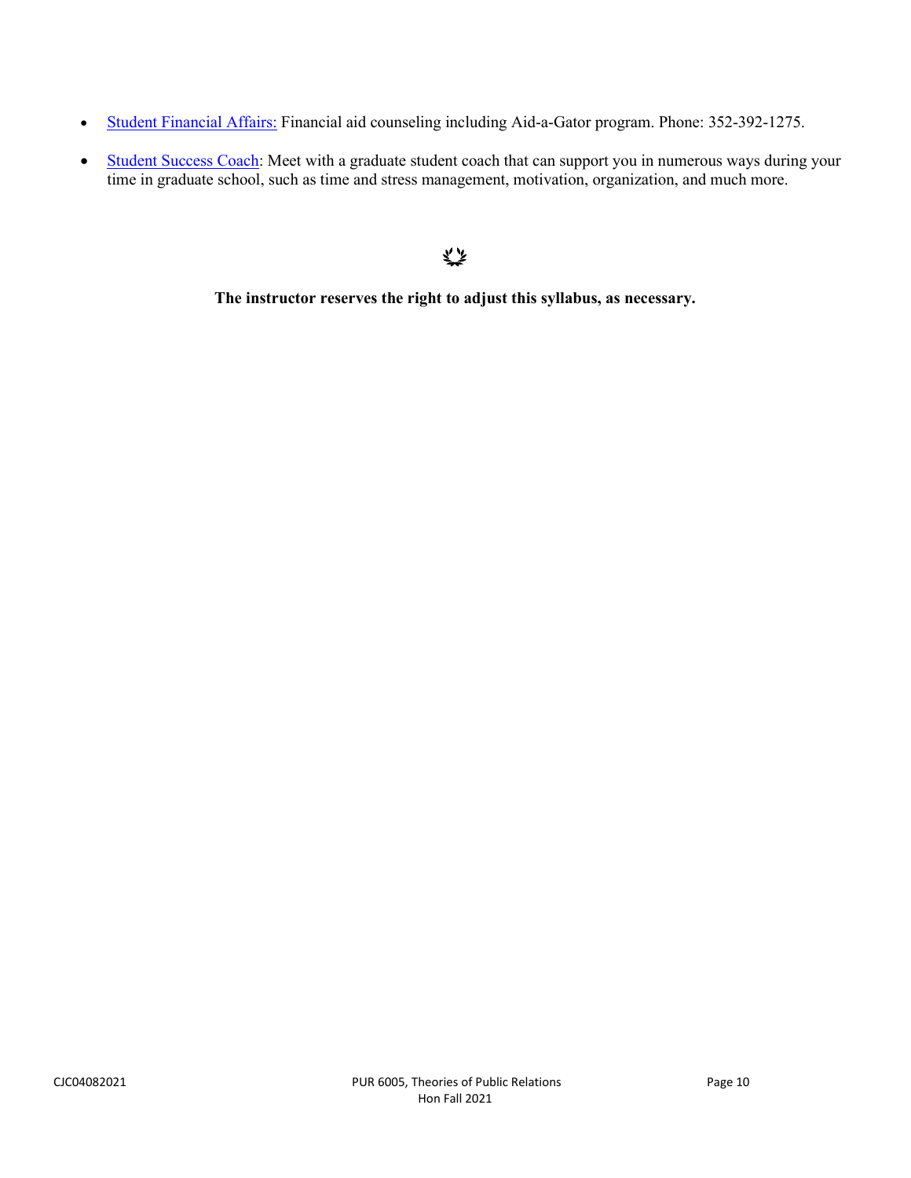- Student Financial Affairs: Financial aid counseling including Aid-a-Gator program. Phone: 352-392-1275.
- Student Success Coach: Meet with a graduate student coach that can support you in numerous ways during your time in graduate school, such as time and stress management, motivation, organization, and much more.

**The instructor reserves the right to adjust this syllabus, as necessary.**